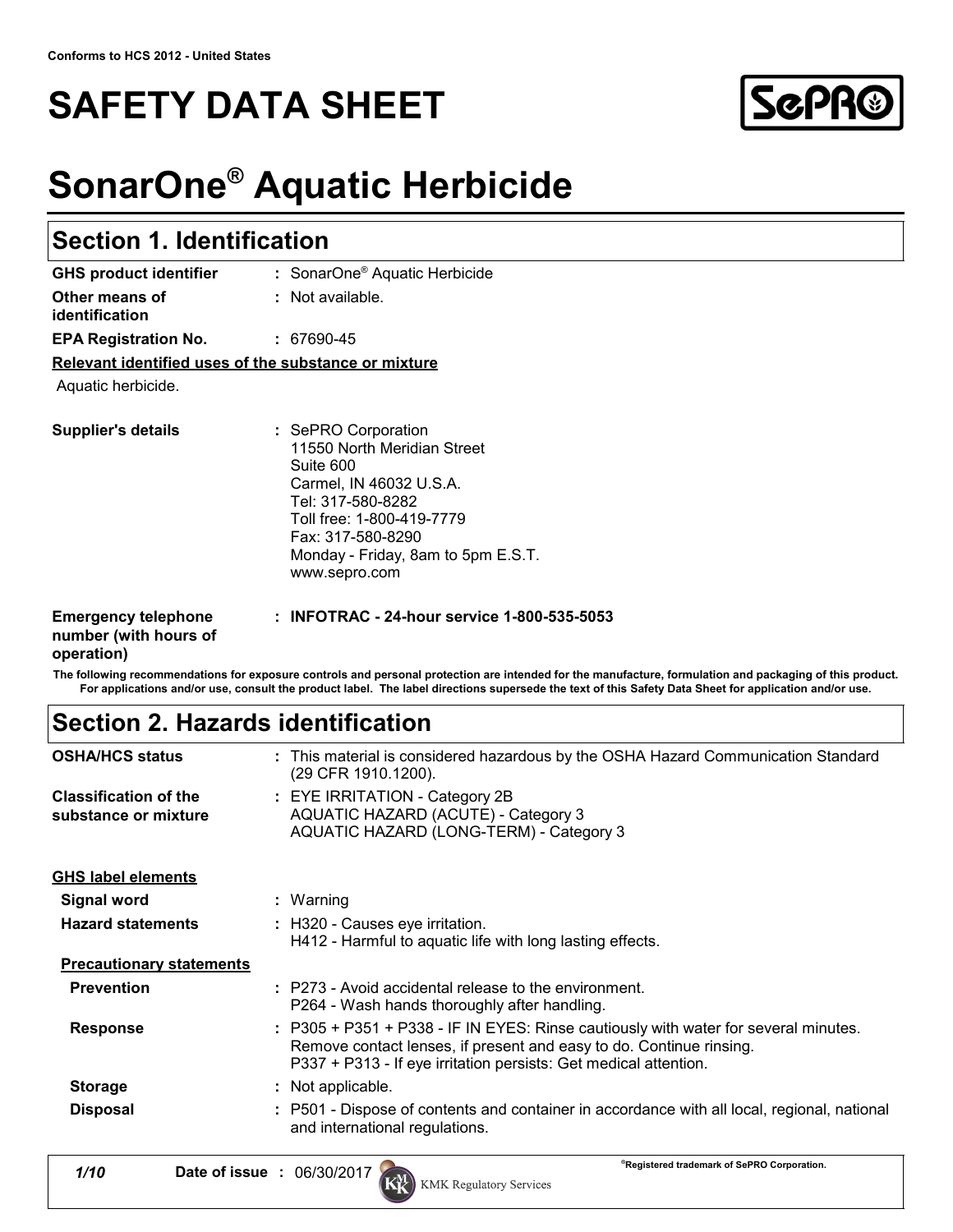Conforms to HCS 2012 - United States

# SAFETY DATA SHEET

# SonarOne® Aquatic Herbicide

## Section 1. Identification

| | |
|---|---|
| **GHS product identifier** | : SonarOne® Aquatic Herbicide |
| **Other means of identification** | : Not available. |
| **EPA Registration No.** | : 67690-45 |

**Relevant identified uses of the substance or mixture**

Aquatic herbicide.

| | |
|---|---|
| **Supplier's details** | : SePRO Corporation<br>11550 North Meridian Street<br>Suite 600<br>Carmel, IN 46032 U.S.A.<br>Tel: 317-580-8282<br>Toll free: 1-800-419-7779<br>Fax: 317-580-8290<br>Monday - Friday, 8am to 5pm E.S.T.<br>www.sepro.com |
| **Emergency telephone number (with hours of operation)** | : **INFOTRAC - 24-hour service 1-800-535-5053** |

**The following recommendations for exposure controls and personal protection are intended for the manufacture, formulation and packaging of this product. For applications and/or use, consult the product label. The label directions supersede the text of this Safety Data Sheet for application and/or use.**

## Section 2. Hazards identification

| | |
|---|---|
| **OSHA/HCS status** | : This material is considered hazardous by the OSHA Hazard Communication Standard (29 CFR 1910.1200). |
| **Classification of the substance or mixture** | : EYE IRRITATION - Category 2B<br>AQUATIC HAZARD (ACUTE) - Category 3<br>AQUATIC HAZARD (LONG-TERM) - Category 3 |

**GHS label elements**

| | |
|---|---|
| **Signal word** | : Warning |
| **Hazard statements** | : H320 - Causes eye irritation.<br>H412 - Harmful to aquatic life with long lasting effects. |

**Precautionary statements**

| | |
|---|---|
| **Prevention** | : P273 - Avoid accidental release to the environment.<br>P264 - Wash hands thoroughly after handling. |
| **Response** | : P305 + P351 + P338 - IF IN EYES: Rinse cautiously with water for several minutes. Remove contact lenses, if present and easy to do. Continue rinsing.<br>P337 + P313 - If eye irritation persists: Get medical attention. |
| **Storage** | : Not applicable. |
| **Disposal** | : P501 - Dispose of contents and container in accordance with all local, regional, national and international regulations. |

**Date of issue :** 06/30/2017

®Registered trademark of SePRO Corporation.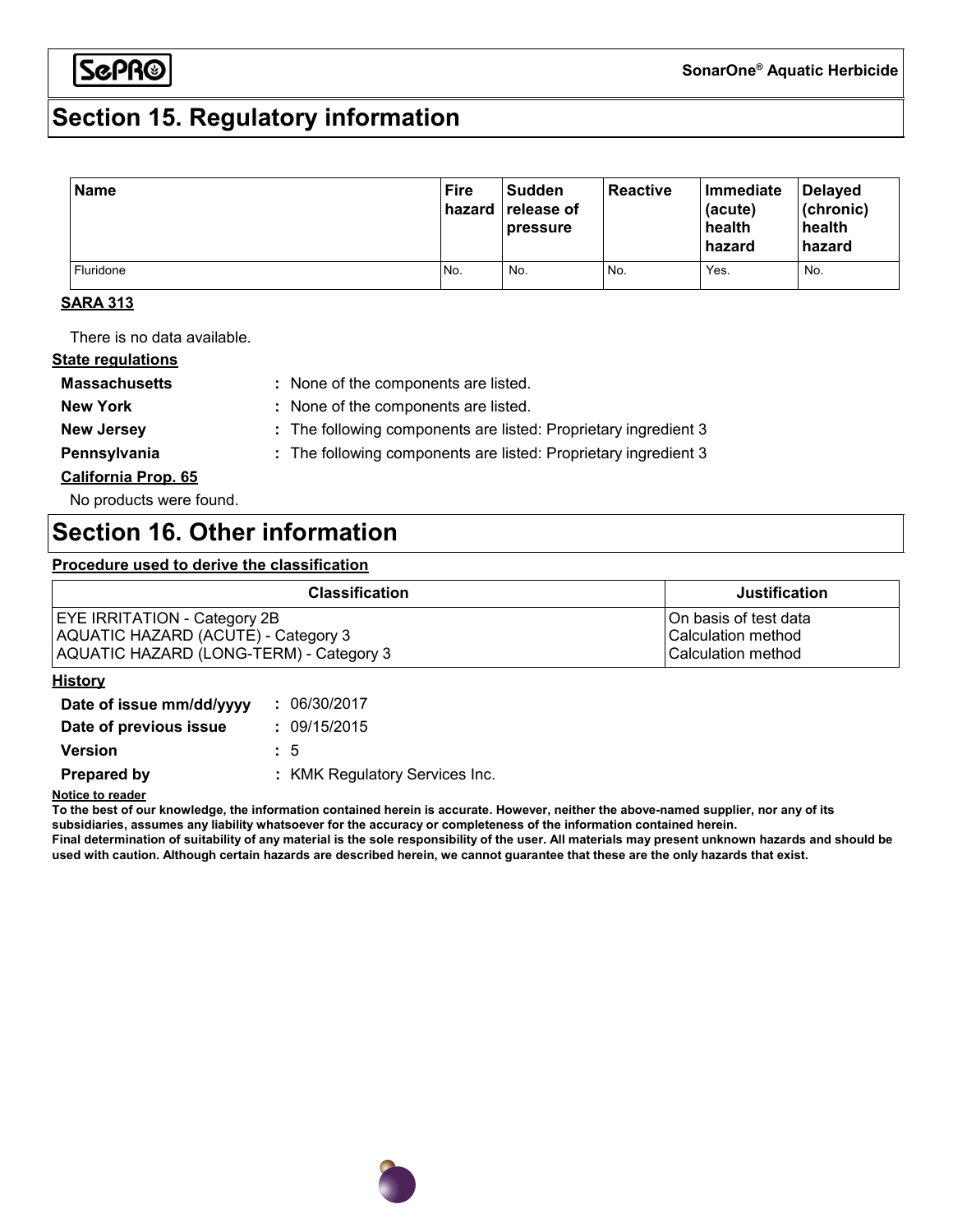## Section 15. Regulatory information

| Name | Fire hazard | Sudden release of pressure | Reactive | Immediate (acute) health hazard | Delayed (chronic) health hazard |
|---|---|---|---|---|---|
| Fluridone | No. | No. | No. | Yes. | No. |

### SARA 313

There is no data available.

### State regulations

**Massachusetts** : None of the components are listed.

**New York** : None of the components are listed.

**New Jersey** : The following components are listed: Proprietary ingredient 3

**Pennsylvania** : The following components are listed: Proprietary ingredient 3

### California Prop. 65

No products were found.

## Section 16. Other information

### Procedure used to derive the classification

| Classification | Justification |
|---|---|
| EYE IRRITATION - Category 2B<br>AQUATIC HAZARD (ACUTE) - Category 3<br>AQUATIC HAZARD (LONG-TERM) - Category 3 | On basis of test data<br>Calculation method<br>Calculation method |

### History

**Date of issue mm/dd/yyyy** : 06/30/2017

**Date of previous issue** : 09/15/2015

**Version** : 5

**Prepared by** : KMK Regulatory Services Inc.

**Notice to reader**

**To the best of our knowledge, the information contained herein is accurate. However, neither the above-named supplier, nor any of its subsidiaries, assumes any liability whatsoever for the accuracy or completeness of the information contained herein.**
**Final determination of suitability of any material is the sole responsibility of the user. All materials may present unknown hazards and should be used with caution. Although certain hazards are described herein, we cannot guarantee that these are the only hazards that exist.**